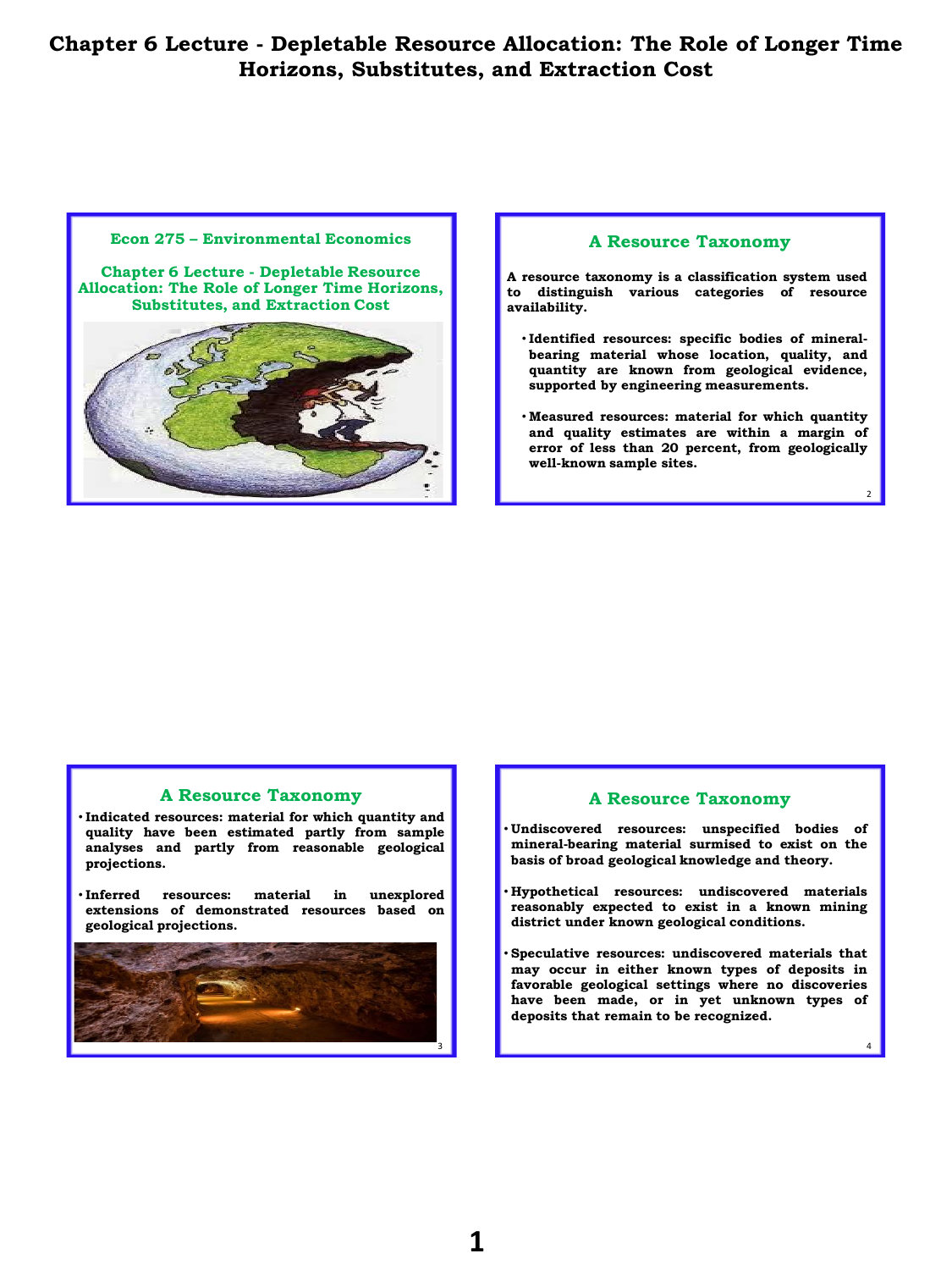# Chapter 6 Lecture - Depletable Resource Allocation: The Role of Longer Time Horizons, Substitutes, and Extraction Cost

## Econ 275 – Environmental Economics

### Chapter 6 Lecture - Depletable Resource Allocation: The Role of Longer Time Horizons, Substitutes, and Extraction Cost

## A Resource Taxonomy

**A resource taxonomy is a classification system used to distinguish various categories of resource availability.**

- **Identified resources: specific bodies of mineral-bearing material whose location, quality, and quantity are known from geological evidence, supported by engineering measurements.**
- **Measured resources: material for which quantity and quality estimates are within a margin of error of less than 20 percent, from geologically well-known sample sites.**

## A Resource Taxonomy

- **Indicated resources: material for which quantity and quality have been estimated partly from sample analyses and partly from reasonable geological projections.**
- **Inferred resources: material in unexplored extensions of demonstrated resources based on geological projections.**

## A Resource Taxonomy

- **Undiscovered resources: unspecified bodies of mineral-bearing material surmised to exist on the basis of broad geological knowledge and theory.**
- **Hypothetical resources: undiscovered materials reasonably expected to exist in a known mining district under known geological conditions.**
- **Speculative resources: undiscovered materials that may occur in either known types of deposits in favorable geological settings where no discoveries have been made, or in yet unknown types of deposits that remain to be recognized.**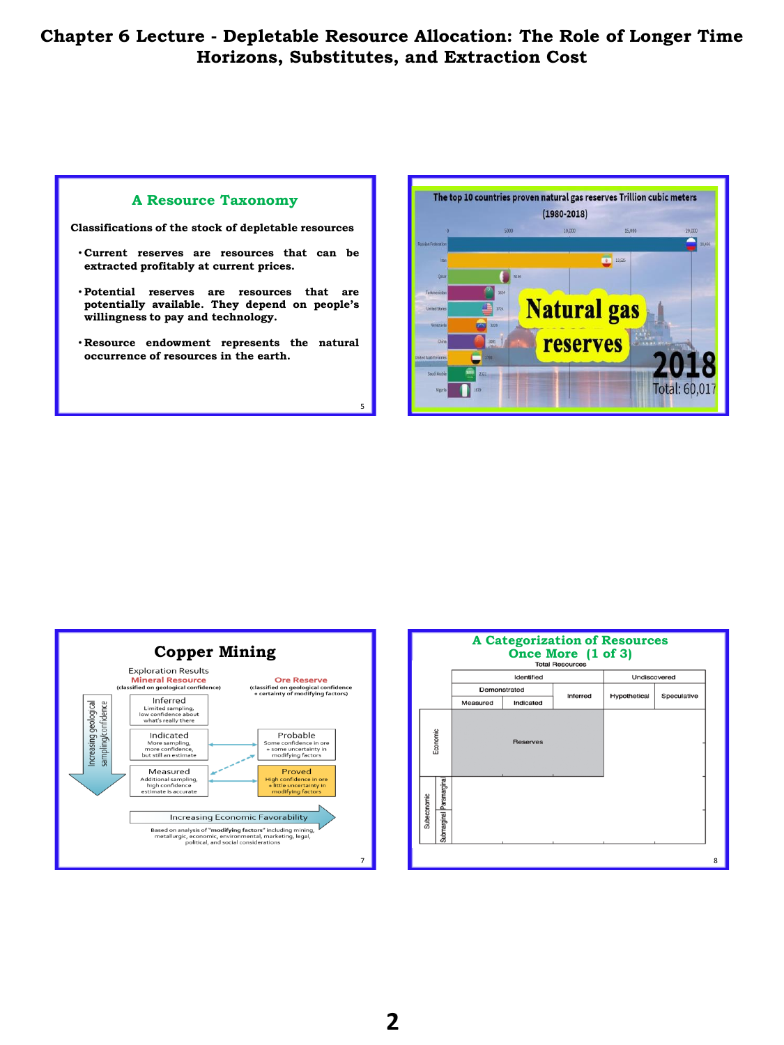# Chapter 6 Lecture - Depletable Resource Allocation: The Role of Longer Time Horizons, Substitutes, and Extraction Cost

## A Resource Taxonomy

**Classifications of the stock of depletable resources**

- **Current reserves are resources that can be extracted profitably at current prices.**
- **Potential reserves are resources that are potentially available. They depend on people's willingness to pay and technology.**
- **Resource endowment represents the natural occurrence of resources in the earth.**

The top 10 countries proven natural gas reserves Trillion cubic meters (1980-2018)

Natural gas reserves

2018

Total: 60,017

## Copper Mining

Exploration Results

**Mineral Resource** (classified on geological confidence)

- Inferred: Limited sampling, low confidence about what's really there
- Indicated: More sampling, more confidence, but still an estimate
- Measured: Additional sampling, high confidence estimate is accurate

**Ore Reserve** (classified on geological confidence + certainty of modifying factors)

- Probable: Some confidence in ore + some uncertainty in modifying factors
- Proved: High confidence in ore + little uncertainty in modifying factors

Increasing geological sampling/confidence

Increasing Economic Favorability

Based on analysis of "modifying factors" including mining, metallurgic, economic, environmental, marketing, legal, political, and social considerations

## A Categorization of Resources Once More (1 of 3)

Total Resources

| | | Identified | | | Undiscovered | |
|---|---|---|---|---|---|---|
| | | Demonstrated | | Inferred | Hypothetical | Speculative |
| | | Measured | Indicated | | | |
| Economic | | Reserves | | | | |
| Subeconomic | Paramarginal | | | | | |
| | Submarginal | | | | | |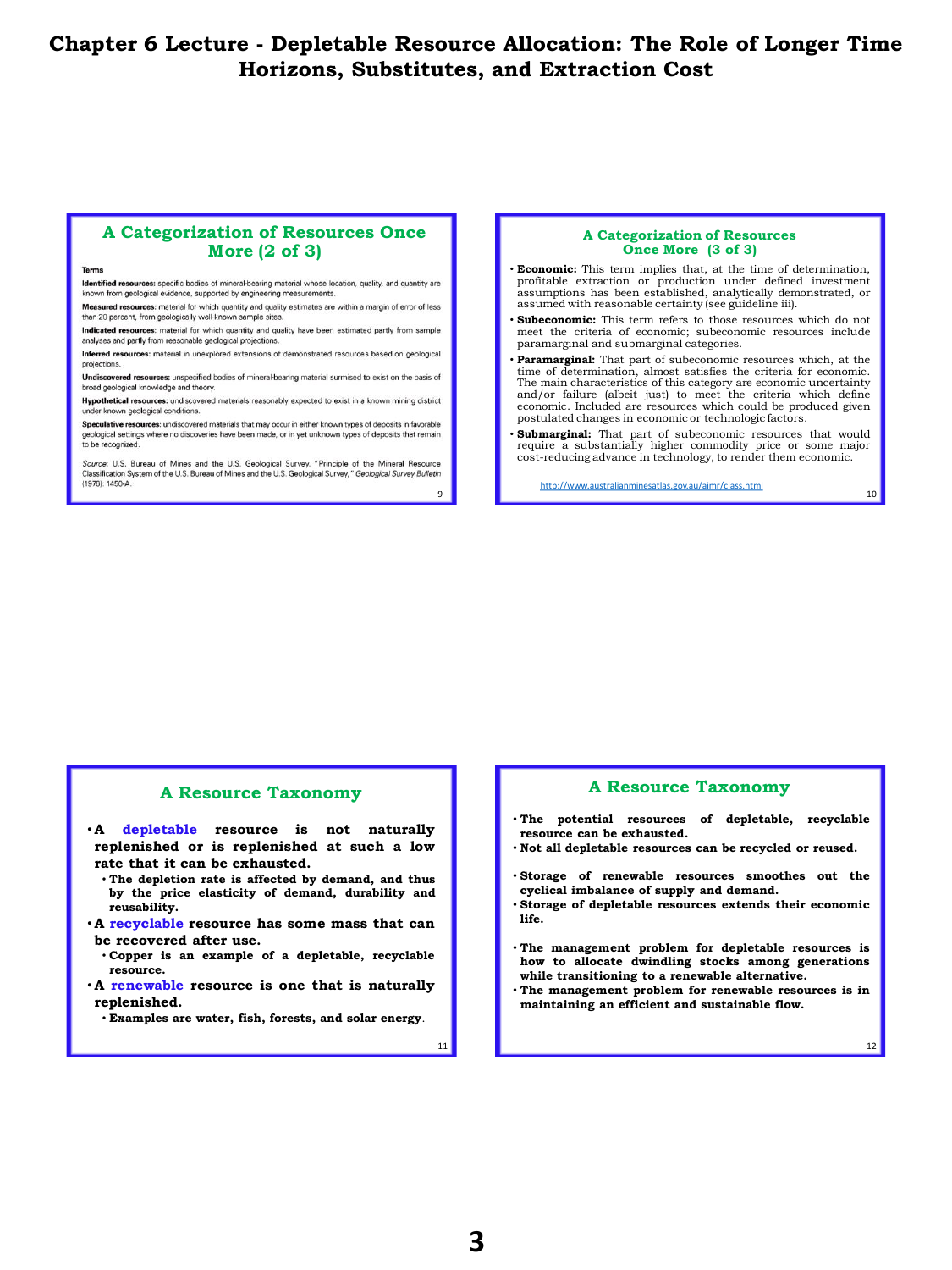# Chapter 6 Lecture - Depletable Resource Allocation: The Role of Longer Time Horizons, Substitutes, and Extraction Cost

## A Categorization of Resources Once More (2 of 3)

**Terms**

**Identified resources:** specific bodies of mineral-bearing material whose location, quality, and quantity are known from geological evidence, supported by engineering measurements.

**Measured resources:** material for which quantity and quality estimates are within a margin of error of less than 20 percent, from geologically well-known sample sites.

**Indicated resources:** material for which quantity and quality have been estimated partly from sample analyses and partly from reasonable geological projections.

**Inferred resources:** material in unexplored extensions of demonstrated resources based on geological projections.

**Undiscovered resources:** unspecified bodies of mineral-bearing material surmised to exist on the basis of broad geological knowledge and theory.

**Hypothetical resources:** undiscovered materials reasonably expected to exist in a known mining district under known geological conditions.

**Speculative resources:** undiscovered materials that may occur in either known types of deposits in favorable geological settings where no discoveries have been made, or in yet unknown types of deposits that remain to be recognized.

*Source:* U.S. Bureau of Mines and the U.S. Geological Survey. "Principle of the Mineral Resource Classification System of the U.S. Bureau of Mines and the U.S. Geological Survey," *Geological Survey Bulletin* (1976): 1450-A.

## A Categorization of Resources Once More (3 of 3)

- **Economic:** This term implies that, at the time of determination, profitable extraction or production under defined investment assumptions has been established, analytically demonstrated, or assumed with reasonable certainty (see guideline iii).
- **Subeconomic:** This term refers to those resources which do not meet the criteria of economic; subeconomic resources include paramarginal and submarginal categories.
- **Paramarginal:** That part of subeconomic resources which, at the time of determination, almost satisfies the criteria for economic. The main characteristics of this category are economic uncertainty and/or failure (albeit just) to meet the criteria which define economic. Included are resources which could be produced given postulated changes in economic or technologic factors.
- **Submarginal:** That part of subeconomic resources that would require a substantially higher commodity price or some major cost-reducing advance in technology, to render them economic.

http://www.australianminesatlas.gov.au/aimr/class.html

## A Resource Taxonomy

- **A depletable resource is not naturally replenished or is replenished at such a low rate that it can be exhausted.**
  - **The depletion rate is affected by demand, and thus by the price elasticity of demand, durability and reusability.**
- **A recyclable resource has some mass that can be recovered after use.**
  - **Copper is an example of a depletable, recyclable resource.**
- **A renewable resource is one that is naturally replenished.**
  - **Examples are water, fish, forests, and solar energy.**

## A Resource Taxonomy

- **The potential resources of depletable, recyclable resource can be exhausted.**
- **Not all depletable resources can be recycled or reused.**

- **Storage of renewable resources smoothes out the cyclical imbalance of supply and demand.**
- **Storage of depletable resources extends their economic life.**

- **The management problem for depletable resources is how to allocate dwindling stocks among generations while transitioning to a renewable alternative.**
- **The management problem for renewable resources is in maintaining an efficient and sustainable flow.**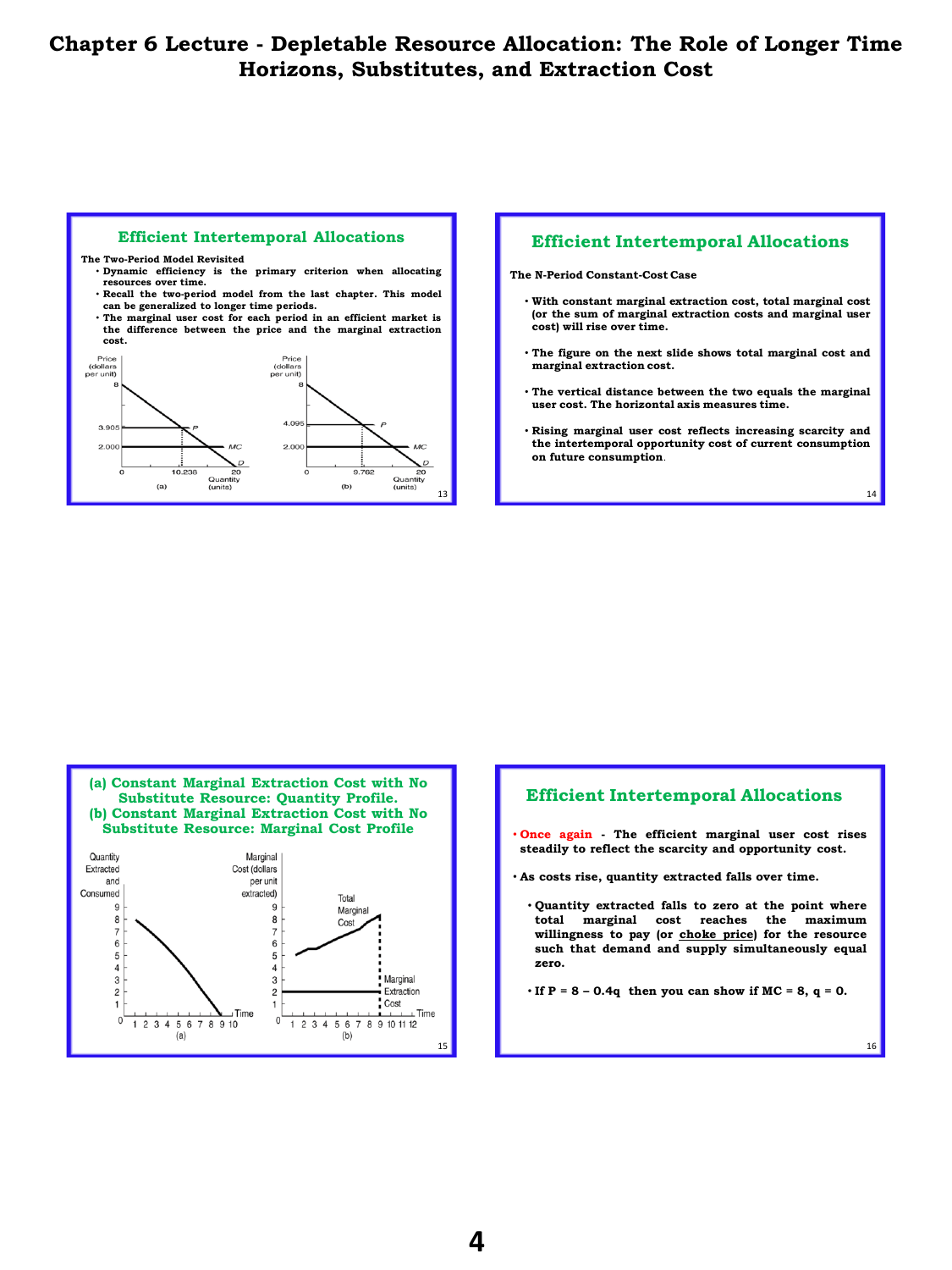# Chapter 6 Lecture - Depletable Resource Allocation: The Role of Longer Time Horizons, Substitutes, and Extraction Cost

## Efficient Intertemporal Allocations

**The Two-Period Model Revisited**

- **Dynamic efficiency is the primary criterion when allocating resources over time.**
- **Recall the two-period model from the last chapter. This model can be generalized to longer time periods.**
- **The marginal user cost for each period in an efficient market is the difference between the price and the marginal extraction cost.**

## Efficient Intertemporal Allocations

**The N-Period Constant-Cost Case**

- **With constant marginal extraction cost, total marginal cost (or the sum of marginal extraction costs and marginal user cost) will rise over time.**
- **The figure on the next slide shows total marginal cost and marginal extraction cost.**
- **The vertical distance between the two equals the marginal user cost. The horizontal axis measures time.**
- **Rising marginal user cost reflects increasing scarcity and the intertemporal opportunity cost of current consumption on future consumption.**

## (a) Constant Marginal Extraction Cost with No Substitute Resource: Quantity Profile. (b) Constant Marginal Extraction Cost with No Substitute Resource: Marginal Cost Profile

## Efficient Intertemporal Allocations

- **Once again - The efficient marginal user cost rises steadily to reflect the scarcity and opportunity cost.**
- **As costs rise, quantity extracted falls over time.**
  - **Quantity extracted falls to zero at the point where total marginal cost reaches the maximum willingness to pay (or <u>choke price</u>) for the resource such that demand and supply simultaneously equal zero.**
  - **If $P = 8 - 0.4q$ then you can show if $MC = 8$, $q = 0$.**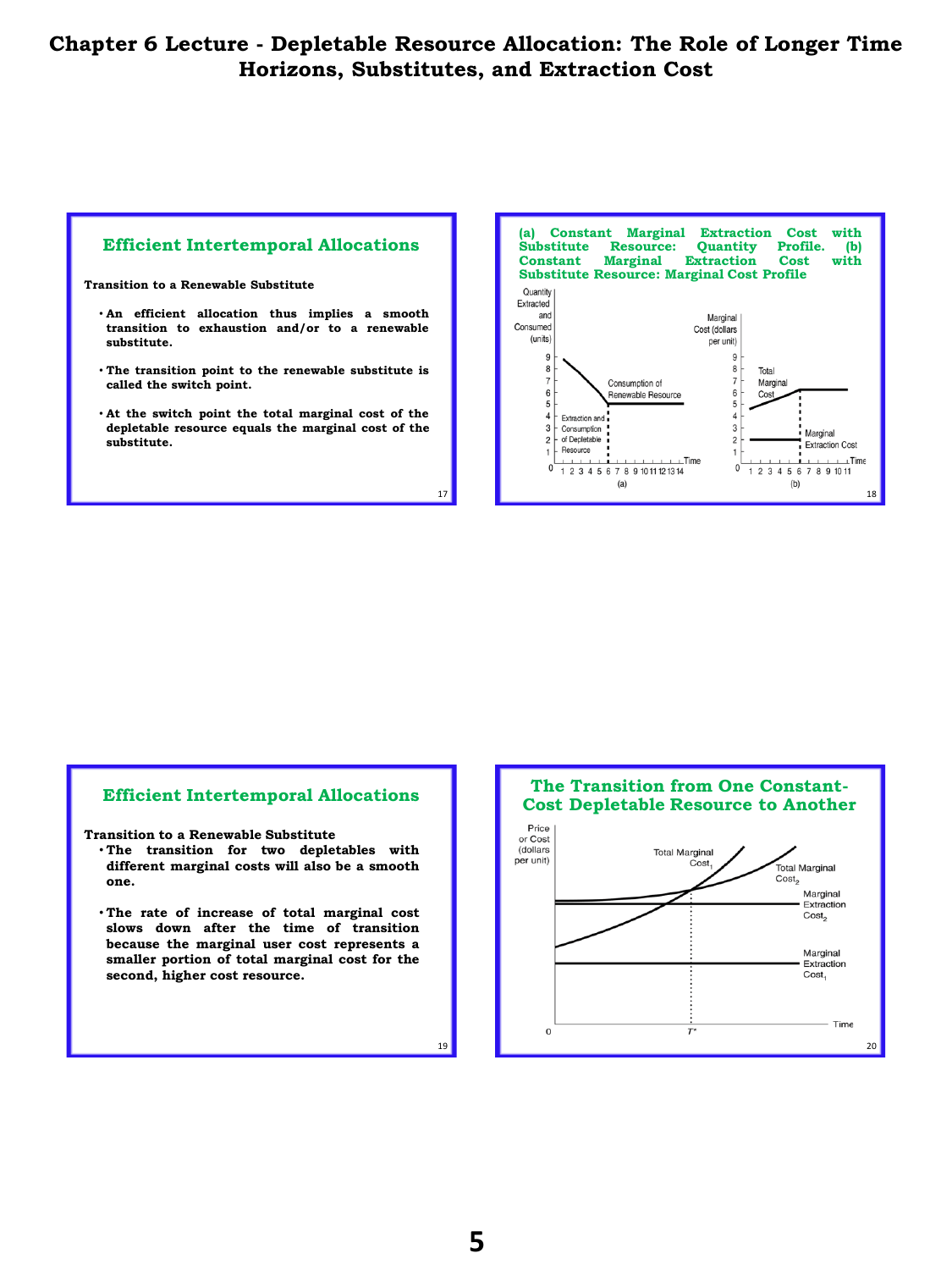# Chapter 6 Lecture - Depletable Resource Allocation: The Role of Longer Time Horizons, Substitutes, and Extraction Cost

## Efficient Intertemporal Allocations

**Transition to a Renewable Substitute**

- **An efficient allocation thus implies a smooth transition to exhaustion and/or to a renewable substitute.**
- **The transition point to the renewable substitute is called the switch point.**
- **At the switch point the total marginal cost of the depletable resource equals the marginal cost of the substitute.**

## (a) Constant Marginal Extraction Cost with Substitute Resource: Quantity Profile. (b) Constant Marginal Extraction Cost with Substitute Resource: Marginal Cost Profile

Quantity Extracted and Consumed (units)

Consumption of Renewable Resource

Extraction and Consumption of Depletable Resource

Time

(a)

Marginal Cost (dollars per unit)

Total Marginal Cost

Marginal Extraction Cost

Time

(b)

## Efficient Intertemporal Allocations

**Transition to a Renewable Substitute**

- **The transition for two depletables with different marginal costs will also be a smooth one.**
- **The rate of increase of total marginal cost slows down after the time of transition because the marginal user cost represents a smaller portion of total marginal cost for the second, higher cost resource.**

## The Transition from One Constant-Cost Depletable Resource to Another

Price or Cost (dollars per unit)

Total Marginal $Cost_1$

Total Marginal $Cost_2$

Marginal Extraction $Cost_2$

Marginal Extraction $Cost_1$

0

$T^*$

Time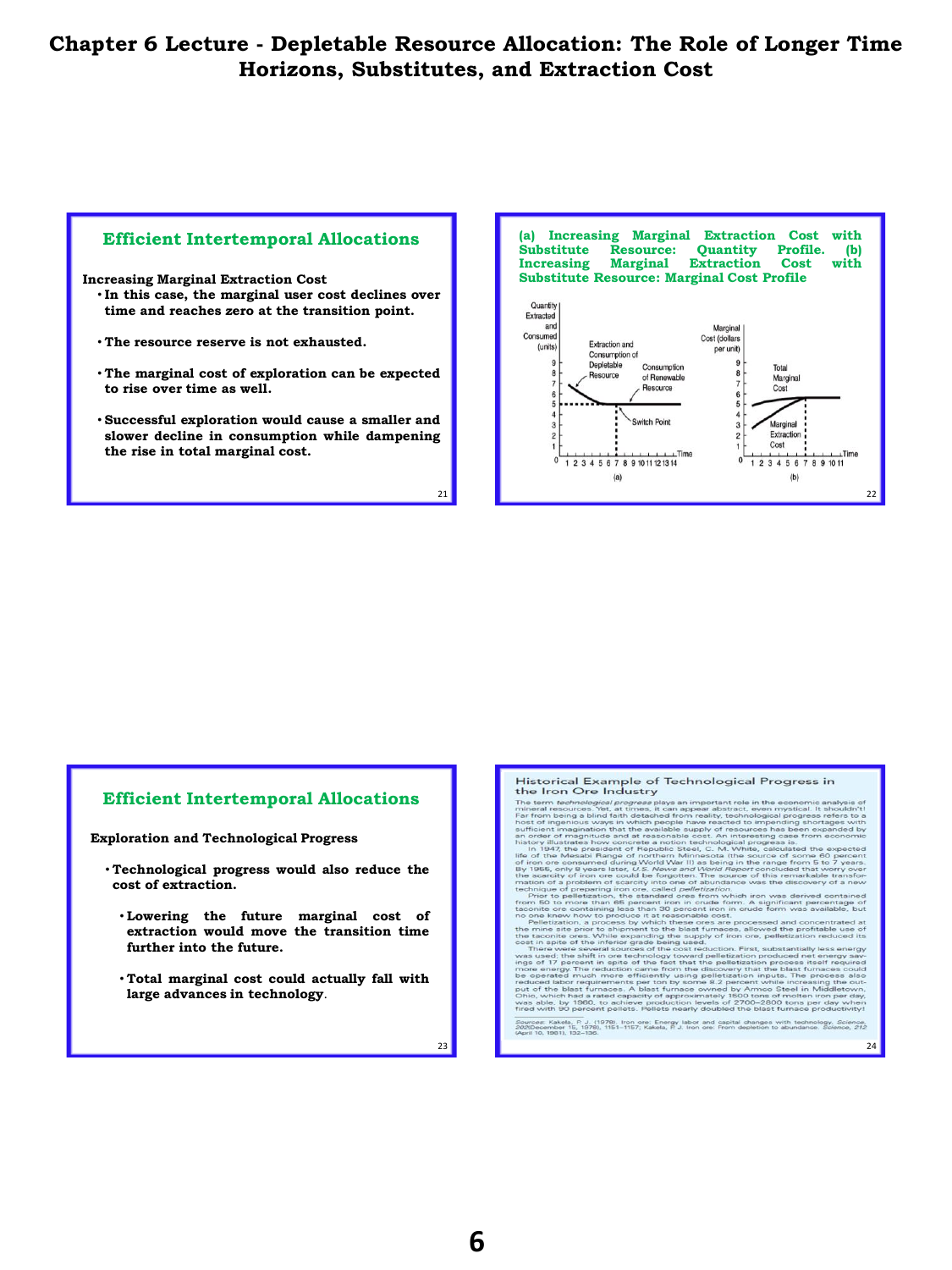# Chapter 6 Lecture - Depletable Resource Allocation: The Role of Longer Time Horizons, Substitutes, and Extraction Cost

## Efficient Intertemporal Allocations

**Increasing Marginal Extraction Cost**

- **In this case, the marginal user cost declines over time and reaches zero at the transition point.**
- **The resource reserve is not exhausted.**
- **The marginal cost of exploration can be expected to rise over time as well.**
- **Successful exploration would cause a smaller and slower decline in consumption while dampening the rise in total marginal cost.**

## (a) Increasing Marginal Extraction Cost with Substitute Resource: Quantity Profile. (b) Increasing Marginal Extraction Cost with Substitute Resource: Marginal Cost Profile

Quantity Extracted and Consumed (units) — Extraction and Consumption of Depletable Resource — Consumption of Renewable Resource — Switch Point — Time

(a)

Marginal Cost (dollars per unit) — Total Marginal Cost — Marginal Extraction Cost — Time

(b)

## Efficient Intertemporal Allocations

**Exploration and Technological Progress**

- **Technological progress would also reduce the cost of extraction.**
  - **Lowering the future marginal cost of extraction would move the transition time further into the future.**
  - **Total marginal cost could actually fall with large advances in technology.**

## Historical Example of Technological Progress in the Iron Ore Industry

The term *technological progress* plays an important role in the economic analysis of mineral resources. Yet, at times, it can appear abstract, even mystical. It shouldn't! Far from being a blind faith detached from reality, technological progress refers to a host of ingenious ways in which people have reacted to impending shortages with sufficient imagination that the available supply of resources has been expanded by an order of magnitude and at reasonable cost. An interesting case from economic history illustrates how concrete a notion technological progress is.

In 1947, the president of Republic Steel, C. M. White, calculated the expected life of the Mesabi Range of northern Minnesota (the source of some 60 percent of iron ore consumed during World War II) as being in the range from 5 to 7 years. By 1955, only 8 years later, *U.S. News and World Report* concluded that worry over the scarcity of iron ore could be forgotten. The source of this remarkable transformation of a problem of scarcity into one of abundance was the discovery of a new technique of preparing iron ore, called *pelletization*.

Prior to pelletization, the standard ores from which iron was derived contained from 50 to more than 65 percent iron in crude form. A significant percentage of taconite ore containing less than 30 percent iron in crude form was available, but no one knew how to produce it at reasonable cost.

Pelletization, a process by which these ores are processed and concentrated at the mine site prior to shipment to the blast furnaces, allowed the profitable use of the taconite ores. While expanding the supply of iron ore, pelletization reduced its cost in spite of the inferior grade being used.

There were several sources of the cost reduction. First, substantially less energy was used; the shift in ore technology toward pelletization produced net energy savings of 17 percent in spite of the fact that the pelletization process itself required more energy. The reduction came from the discovery that the blast furnaces could be operated much more efficiently using pelletization inputs. The process also reduced labor requirements per ton by some 8.2 percent while increasing the output of the blast furnaces. A blast furnace owned by Armco Steel in Middletown, Ohio, which had a rated capacity of approximately 1500 tons of molten iron per day, was able, by 1960, to achieve production levels of 2700–2800 tons per day when fired with 90 percent pellets. Pellets nearly doubled the blast furnace productivity!

Sources: Kakela, P. J. (1978). Iron ore: Energy labor and capital changes with technology. *Science, 202*(December 15, 1978), 1151–1157; Kakela, P. J. Iron ore: From depletion to abundance. *Science, 212* (April 10, 1981), 132–136.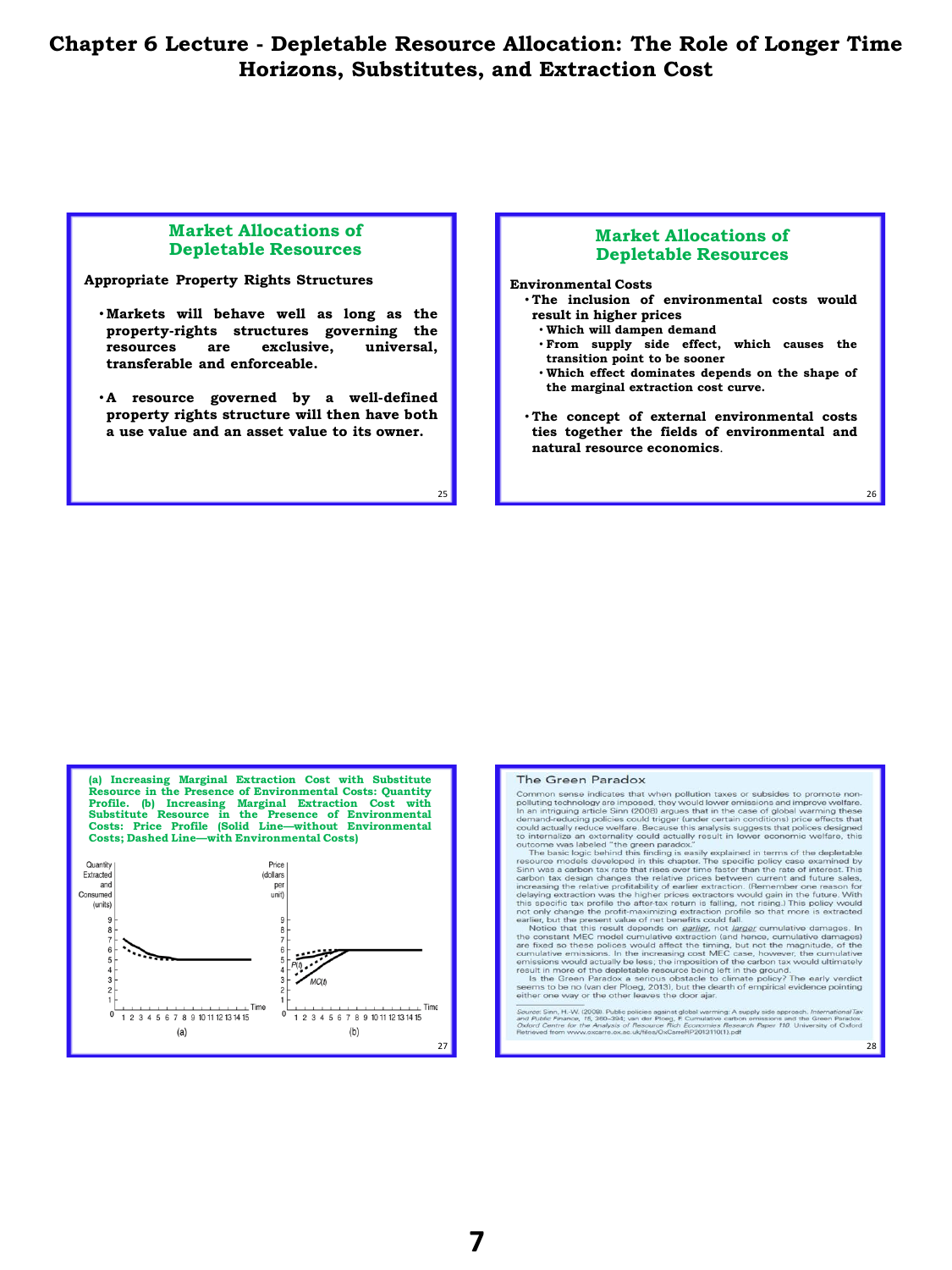# Chapter 6 Lecture - Depletable Resource Allocation: The Role of Longer Time Horizons, Substitutes, and Extraction Cost

## Market Allocations of Depletable Resources

**Appropriate Property Rights Structures**

- **Markets will behave well as long as the property-rights structures governing the resources are exclusive, universal, transferable and enforceable.**
- **A resource governed by a well-defined property rights structure will then have both a use value and an asset value to its owner.**

## Market Allocations of Depletable Resources

**Environmental Costs**

- **The inclusion of environmental costs would result in higher prices**
  - **Which will dampen demand**
  - **From supply side effect, which causes the transition point to be sooner**
  - **Which effect dominates depends on the shape of the marginal extraction cost curve.**
- **The concept of external environmental costs ties together the fields of environmental and natural resource economics.**

**(a) Increasing Marginal Extraction Cost with Substitute Resource in the Presence of Environmental Costs: Quantity Profile. (b) Increasing Marginal Extraction Cost with Substitute Resource in the Presence of Environmental Costs: Price Profile (Solid Line—without Environmental Costs; Dashed Line—with Environmental Costs)**

(a) Quantity Extracted and Consumed (units) vs. Time; (b) Price (dollars per unit) vs. Time, with $P(t)$ and $MC(t)$

### The Green Paradox

Common sense indicates that when pollution taxes or subsides to promote non-polluting technology are imposed, they would lower emissions and improve welfare. In an intriguing article Sinn (2008) argues that in the case of global warming these demand-reducing policies could trigger (under certain conditions) price effects that could actually reduce welfare. Because this analysis suggests that polices designed to internalize an externality could actually result in lower economic welfare, this outcome was labeled "the green paradox."

The basic logic behind this finding is easily explained in terms of the depletable resource models developed in this chapter. The specific policy case examined by Sinn was a carbon tax rate that rises over time faster than the rate of interest. This carbon tax design changes the relative prices between current and future sales, increasing the relative profitability of earlier extraction. (Remember one reason for delaying extraction was the higher prices extractors would gain in the future. With this specific tax profile the after-tax return is falling, not rising.) This policy would not only change the profit-maximizing extraction profile so that more is extracted earlier, but the present value of net benefits could fall.

Notice that this result depends on *earlier*, not *larger* cumulative damages. In the constant MEC model cumulative extraction (and hence, cumulative damages) are fixed so these polices would affect the timing, but not the magnitude, of the cumulative emissions. In the increasing cost MEC case, however, the cumulative emissions would actually be less; the imposition of the carbon tax would ultimately result in more of the depletable resource being left in the ground.

Is the Green Paradox a serious obstacle to climate policy? The early verdict seems to be no (van der Ploeg, 2013), but the dearth of empirical evidence pointing either one way or the other leaves the door ajar.

*Source:* Sinn, H.-W. (2008). Public policies against global warming: A supply side approach. *International Tax and Public Finance, 15*, 360–394; van der Ploeg, F. Cumulative carbon emissions and the Green Paradox. *Oxford Centre for the Analysis of Resource Rich Economies Research Paper 110.* University of Oxford. Retrieved from www.oxcarre.ox.ac.uk/files/OxCarreRP2012110(1).pdf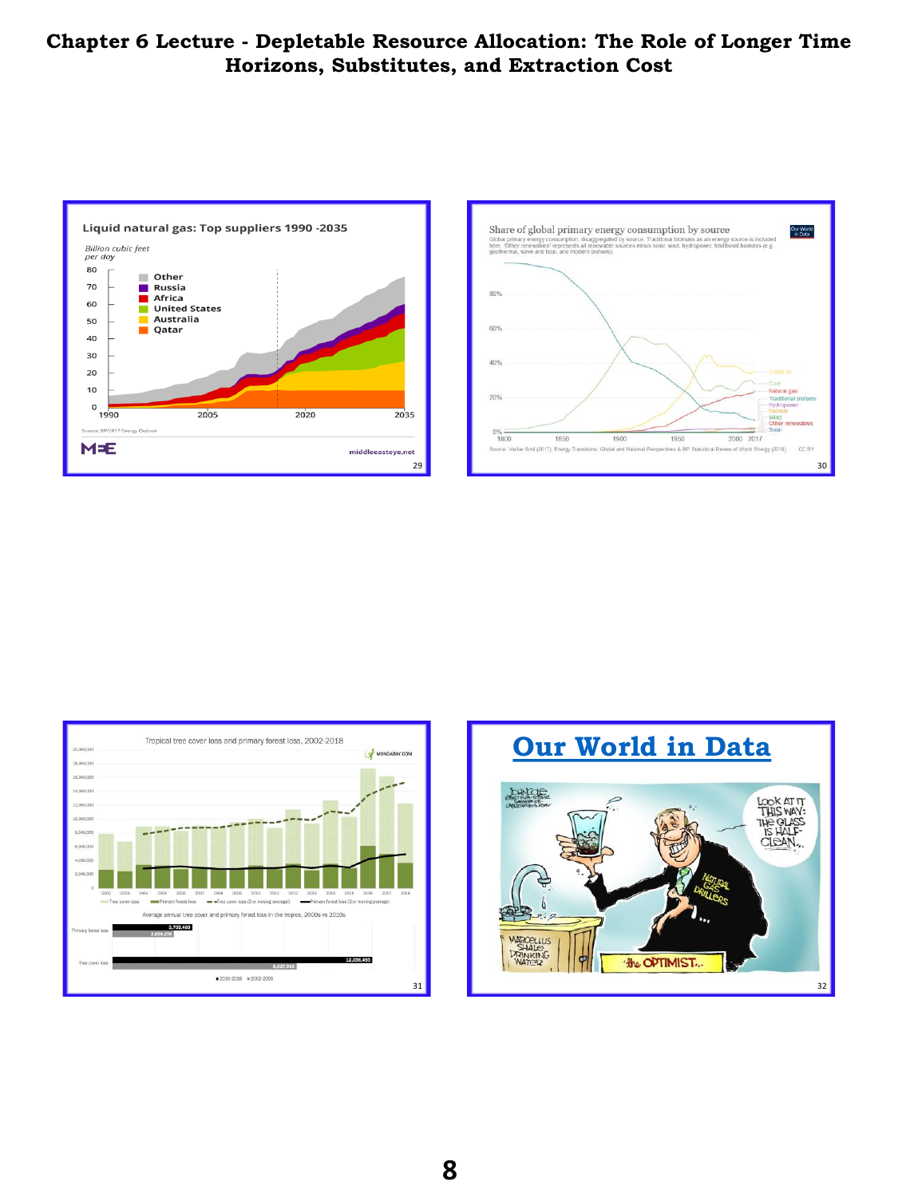# Chapter 6 Lecture - Depletable Resource Allocation: The Role of Longer Time Horizons, Substitutes, and Extraction Cost

Liquid natural gas: Top suppliers 1990 -2035

Billion cubic feet per day

80
70
60
50
40
30
20
10
0

1990 2005 2020 2035

Other
Russia
Africa
United States
Australia
Qatar

Source: BP/2017 Energy Outlook

MEE

middleeasteye.net

29

Share of global primary energy consumption by source

Global primary energy consumption, disaggregated by source. Traditional biomass as an energy source is included here. 'Other renewables' represents all renewable sources minus solar, wind, hydropower, traditional biomass (e.g. geothermal, wave and tidal, and modern biofuels).

80%
60%
40%
20%
0%

1800 1850 1900 1950 2000 2017

Crude oil
Coal
Natural gas
Traditional biofuels
Hydropower
Nuclear
Wind
Other renewables
Solar

Source: Vaclav Smil (2017). Energy Transitions: Global and National Perspectives & BP Statistical Review of World Energy (2018)

CC BY

30

Tropical tree cover loss and primary forest loss, 2002-2018

MONGABAY.COM

Tree cover loss
Primary forest loss
Tree cover loss (3-yr moving average)
Primary forest loss (3-yr moving average)

Average annual tree cover and primary forest loss in the tropics, 2000s vs 2010s

Primary forest loss
3,703,469
2,658,276

Tree cover loss
12,036,493
8,627,916

2010-2018
2002-2009

31

## Our World in Data

32